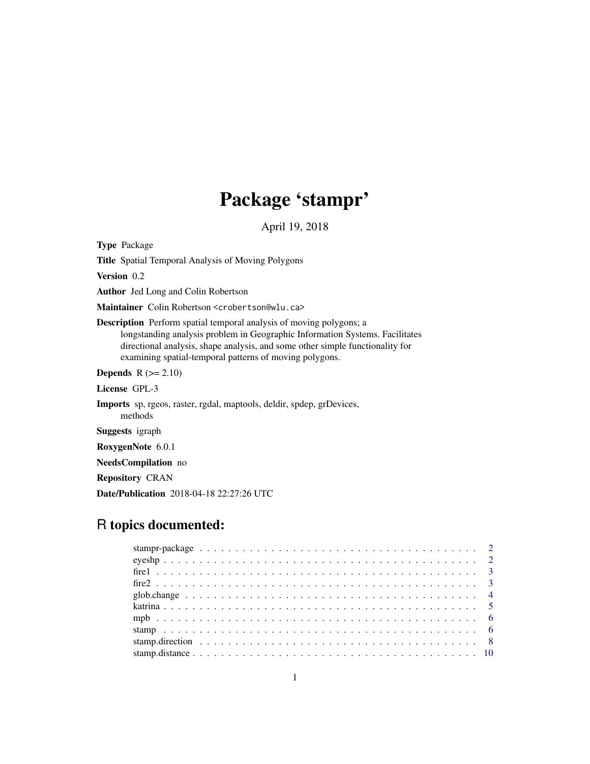# Package 'stampr'

April 19, 2018

**Type** Package

**Title** Spatial Temporal Analysis of Moving Polygons

**Version** 0.2

**Author** Jed Long and Colin Robertson

**Maintainer** Colin Robertson <crobertson@wlu.ca>

**Description** Perform spatial temporal analysis of moving polygons; a longstanding analysis problem in Geographic Information Systems. Facilitates directional analysis, shape analysis, and some other simple functionality for examining spatial-temporal patterns of moving polygons.

**Depends** R (>= 2.10)

**License** GPL-3

**Imports** sp, rgeos, raster, rgdal, maptools, deldir, spdep, grDevices, methods

**Suggests** igraph

**RoxygenNote** 6.0.1

**NeedsCompilation** no

**Repository** CRAN

**Date/Publication** 2018-04-18 22:27:26 UTC

## R topics documented:

- stampr-package . . . . . . . . . . . . . . . . . . . . . . . . . . . . . . . . . . . . . . . . 2
- eyeshp . . . . . . . . . . . . . . . . . . . . . . . . . . . . . . . . . . . . . . . . . . . . . 2
- fire1 . . . . . . . . . . . . . . . . . . . . . . . . . . . . . . . . . . . . . . . . . . . . . . 3
- fire2 . . . . . . . . . . . . . . . . . . . . . . . . . . . . . . . . . . . . . . . . . . . . . . 3
- glob.change . . . . . . . . . . . . . . . . . . . . . . . . . . . . . . . . . . . . . . . . . . 4
- katrina . . . . . . . . . . . . . . . . . . . . . . . . . . . . . . . . . . . . . . . . . . . . 5
- mpb . . . . . . . . . . . . . . . . . . . . . . . . . . . . . . . . . . . . . . . . . . . . . . 6
- stamp . . . . . . . . . . . . . . . . . . . . . . . . . . . . . . . . . . . . . . . . . . . . . 6
- stamp.direction . . . . . . . . . . . . . . . . . . . . . . . . . . . . . . . . . . . . . . . . 8
- stamp.distance . . . . . . . . . . . . . . . . . . . . . . . . . . . . . . . . . . . . . . . . 10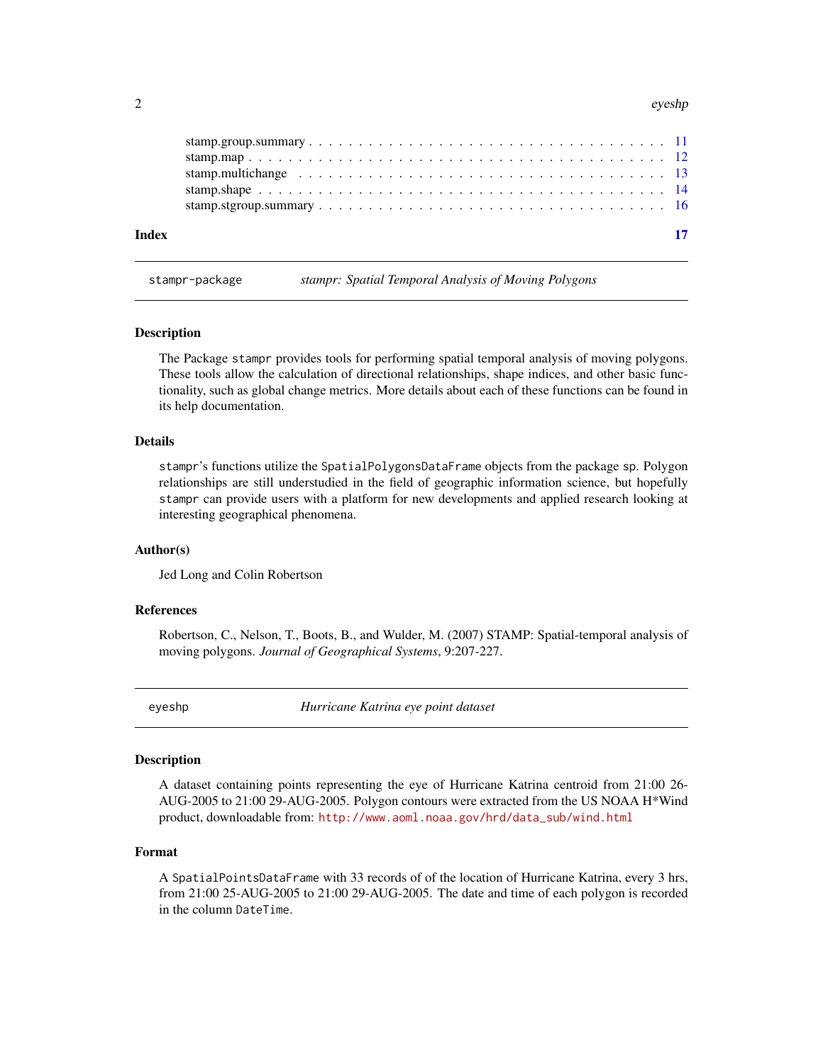stamp.group.summary . . . . . . . . . . . . . . . . . . . . . . . . . . . . . . . . . . 11
stamp.map . . . . . . . . . . . . . . . . . . . . . . . . . . . . . . . . . . . . . . . 12
stamp.multichange . . . . . . . . . . . . . . . . . . . . . . . . . . . . . . . . . . . 13
stamp.shape . . . . . . . . . . . . . . . . . . . . . . . . . . . . . . . . . . . . . . 14
stamp.stgroup.summary . . . . . . . . . . . . . . . . . . . . . . . . . . . . . . . . 16

**Index** **17**

---

## `stampr-package` *stampr: Spatial Temporal Analysis of Moving Polygons*

---

### Description

The Package `stampr` provides tools for performing spatial temporal analysis of moving polygons. These tools allow the calculation of directional relationships, shape indices, and other basic functionality, such as global change metrics. More details about each of these functions can be found in its help documentation.

### Details

`stampr`'s functions utilize the `SpatialPolygonsDataFrame` objects from the package `sp`. Polygon relationships are still understudied in the field of geographic information science, but hopefully `stampr` can provide users with a platform for new developments and applied research looking at interesting geographical phenomena.

### Author(s)

Jed Long and Colin Robertson

### References

Robertson, C., Nelson, T., Boots, B., and Wulder, M. (2007) STAMP: Spatial-temporal analysis of moving polygons. *Journal of Geographical Systems*, 9:207-227.

---

## `eyeshp` *Hurricane Katrina eye point dataset*

---

### Description

A dataset containing points representing the eye of Hurricane Katrina centroid from 21:00 26-AUG-2005 to 21:00 29-AUG-2005. Polygon contours were extracted from the US NOAA H*Wind product, downloadable from: http://www.aoml.noaa.gov/hrd/data_sub/wind.html

### Format

A `SpatialPointsDataFrame` with 33 records of of the location of Hurricane Katrina, every 3 hrs, from 21:00 25-AUG-2005 to 21:00 29-AUG-2005. The date and time of each polygon is recorded in the column `DateTime`.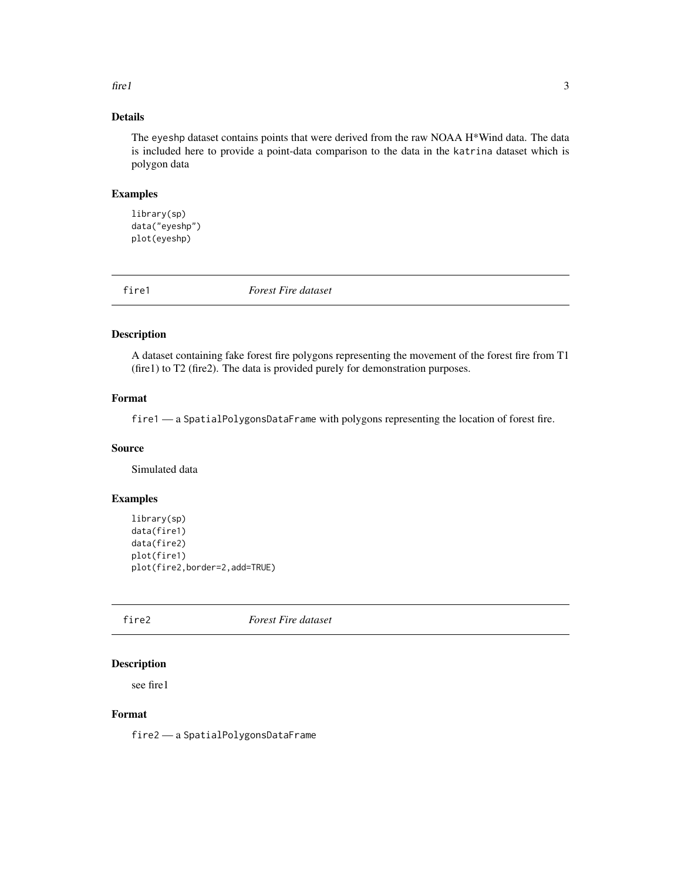## Details

The `eyeshp` dataset contains points that were derived from the raw NOAA H*Wind data. The data is included here to provide a point-data comparison to the data in the `katrina` dataset which is polygon data

## Examples

```
library(sp)
data("eyeshp")
plot(eyeshp)
```

---

# fire1 — *Forest Fire dataset*

## Description

A dataset containing fake forest fire polygons representing the movement of the forest fire from T1 (fire1) to T2 (fire2). The data is provided purely for demonstration purposes.

## Format

`fire1` — a `SpatialPolygonsDataFrame` with polygons representing the location of forest fire.

## Source

Simulated data

## Examples

```
library(sp)
data(fire1)
data(fire2)
plot(fire1)
plot(fire2,border=2,add=TRUE)
```

---

# fire2 — *Forest Fire dataset*

## Description

see fire1

## Format

`fire2` — a `SpatialPolygonsDataFrame`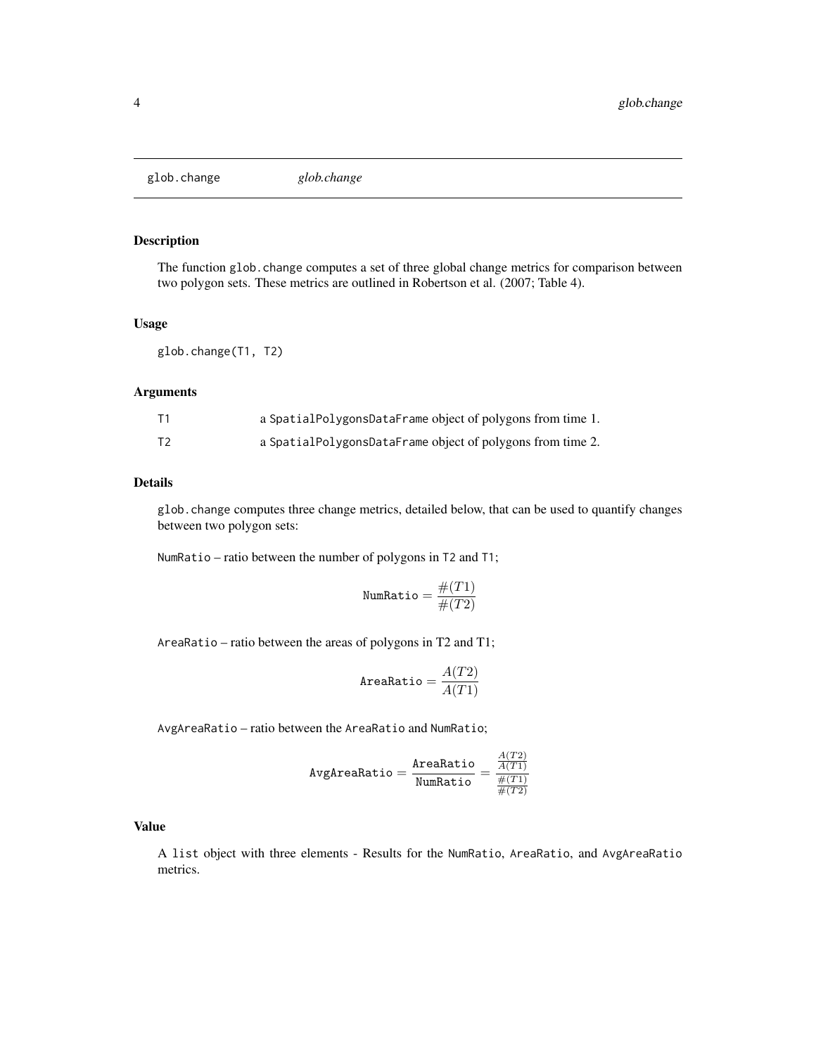glob.change *glob.change*

## Description

The function `glob.change` computes a set of three global change metrics for comparison between two polygon sets. These metrics are outlined in Robertson et al. (2007; Table 4).

## Usage

```
glob.change(T1, T2)
```

## Arguments

| | |
|---|---|
| T1 | a `SpatialPolygonsDataFrame` object of polygons from time 1. |
| T2 | a `SpatialPolygonsDataFrame` object of polygons from time 2. |

## Details

`glob.change` computes three change metrics, detailed below, that can be used to quantify changes between two polygon sets:

`NumRatio` – ratio between the number of polygons in `T2` and `T1`;

$$\texttt{NumRatio} = \frac{\#(T1)}{\#(T2)}$$

`AreaRatio` – ratio between the areas of polygons in T2 and T1;

$$\texttt{AreaRatio} = \frac{A(T2)}{A(T1)}$$

`AvgAreaRatio` – ratio between the `AreaRatio` and `NumRatio`;

$$\texttt{AvgAreaRatio} = \frac{\texttt{AreaRatio}}{\texttt{NumRatio}} = \frac{\frac{A(T2)}{A(T1)}}{\frac{\#(T1)}{\#(T2)}}$$

## Value

A `list` object with three elements - Results for the `NumRatio`, `AreaRatio`, and `AvgAreaRatio` metrics.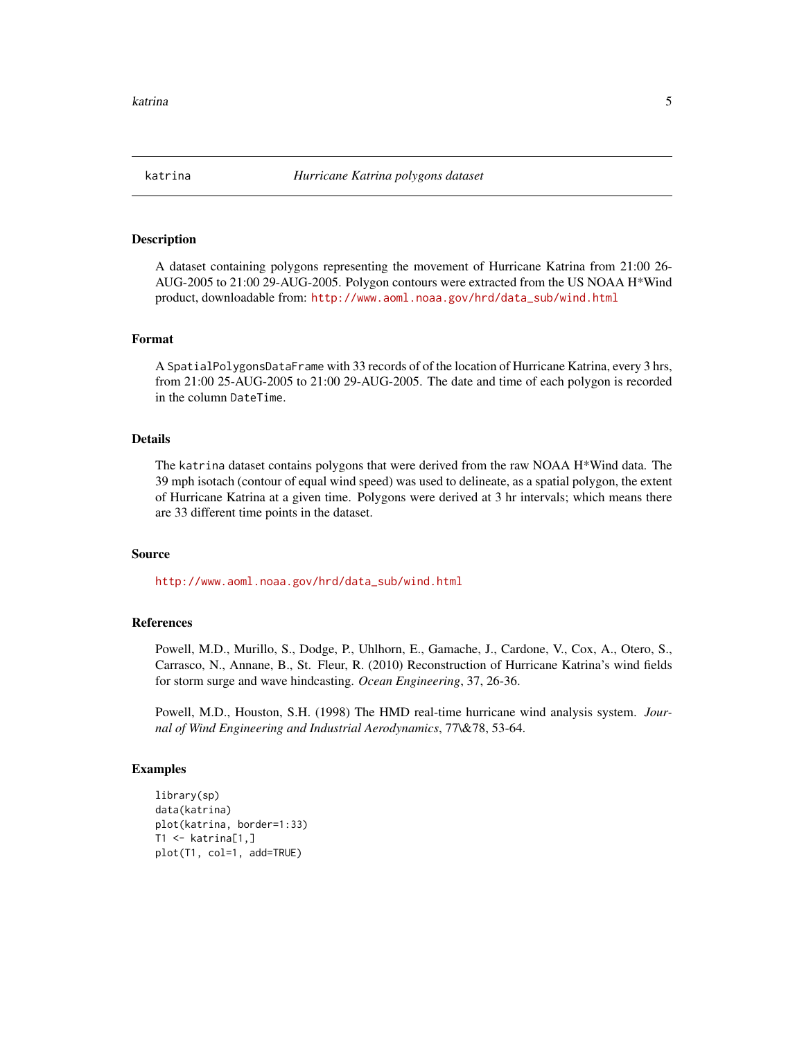katrina *Hurricane Katrina polygons dataset*

## Description

A dataset containing polygons representing the movement of Hurricane Katrina from 21:00 26-AUG-2005 to 21:00 29-AUG-2005. Polygon contours were extracted from the US NOAA H*Wind product, downloadable from: http://www.aoml.noaa.gov/hrd/data_sub/wind.html

## Format

A `SpatialPolygonsDataFrame` with 33 records of of the location of Hurricane Katrina, every 3 hrs, from 21:00 25-AUG-2005 to 21:00 29-AUG-2005. The date and time of each polygon is recorded in the column `DateTime`.

## Details

The `katrina` dataset contains polygons that were derived from the raw NOAA H*Wind data. The 39 mph isotach (contour of equal wind speed) was used to delineate, as a spatial polygon, the extent of Hurricane Katrina at a given time. Polygons were derived at 3 hr intervals; which means there are 33 different time points in the dataset.

## Source

http://www.aoml.noaa.gov/hrd/data_sub/wind.html

## References

Powell, M.D., Murillo, S., Dodge, P., Uhlhorn, E., Gamache, J., Cardone, V., Cox, A., Otero, S., Carrasco, N., Annane, B., St. Fleur, R. (2010) Reconstruction of Hurricane Katrina's wind fields for storm surge and wave hindcasting. *Ocean Engineering*, 37, 26-36.

Powell, M.D., Houston, S.H. (1998) The HMD real-time hurricane wind analysis system. *Journal of Wind Engineering and Industrial Aerodynamics*, 77\&78, 53-64.

## Examples

```
library(sp)
data(katrina)
plot(katrina, border=1:33)
T1 <- katrina[1,]
plot(T1, col=1, add=TRUE)
```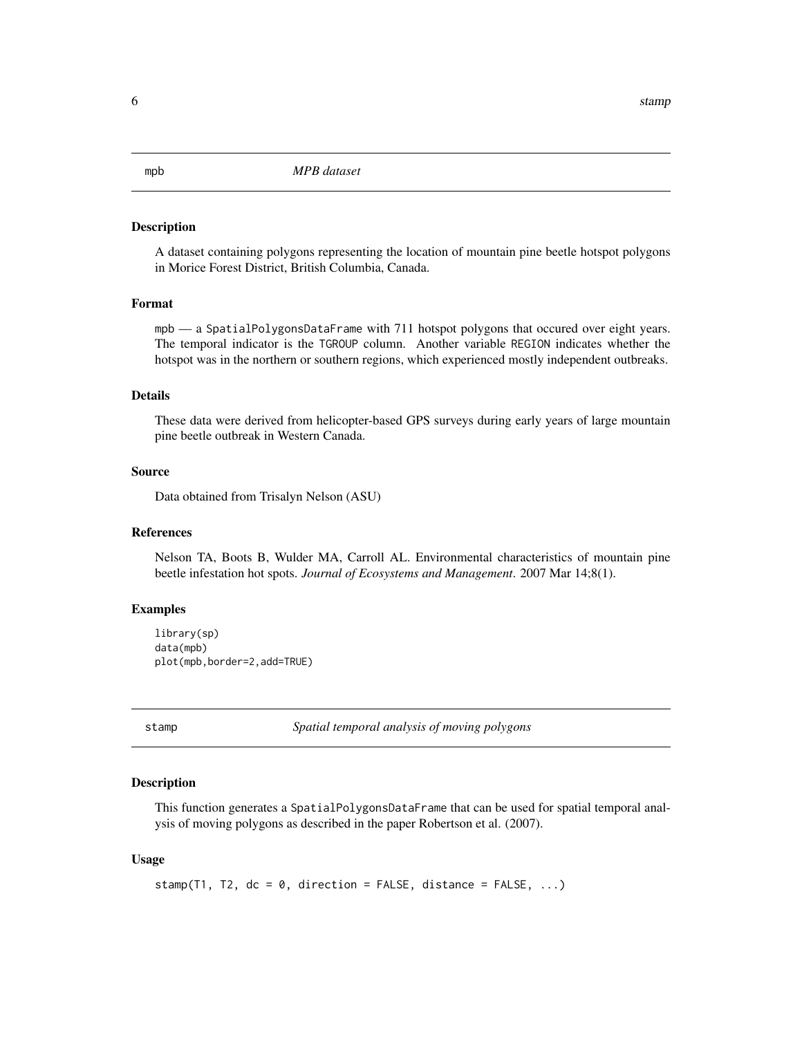## mpb — *MPB dataset*

### Description

A dataset containing polygons representing the location of mountain pine beetle hotspot polygons in Morice Forest District, British Columbia, Canada.

### Format

mpb — a SpatialPolygonsDataFrame with 711 hotspot polygons that occured over eight years. The temporal indicator is the TGROUP column. Another variable REGION indicates whether the hotspot was in the northern or southern regions, which experienced mostly independent outbreaks.

### Details

These data were derived from helicopter-based GPS surveys during early years of large mountain pine beetle outbreak in Western Canada.

### Source

Data obtained from Trisalyn Nelson (ASU)

### References

Nelson TA, Boots B, Wulder MA, Carroll AL. Environmental characteristics of mountain pine beetle infestation hot spots. *Journal of Ecosystems and Management*. 2007 Mar 14;8(1).

### Examples

```
library(sp)
data(mpb)
plot(mpb,border=2,add=TRUE)
```

## stamp — *Spatial temporal analysis of moving polygons*

### Description

This function generates a SpatialPolygonsDataFrame that can be used for spatial temporal analysis of moving polygons as described in the paper Robertson et al. (2007).

### Usage

```
stamp(T1, T2, dc = 0, direction = FALSE, distance = FALSE, ...)
```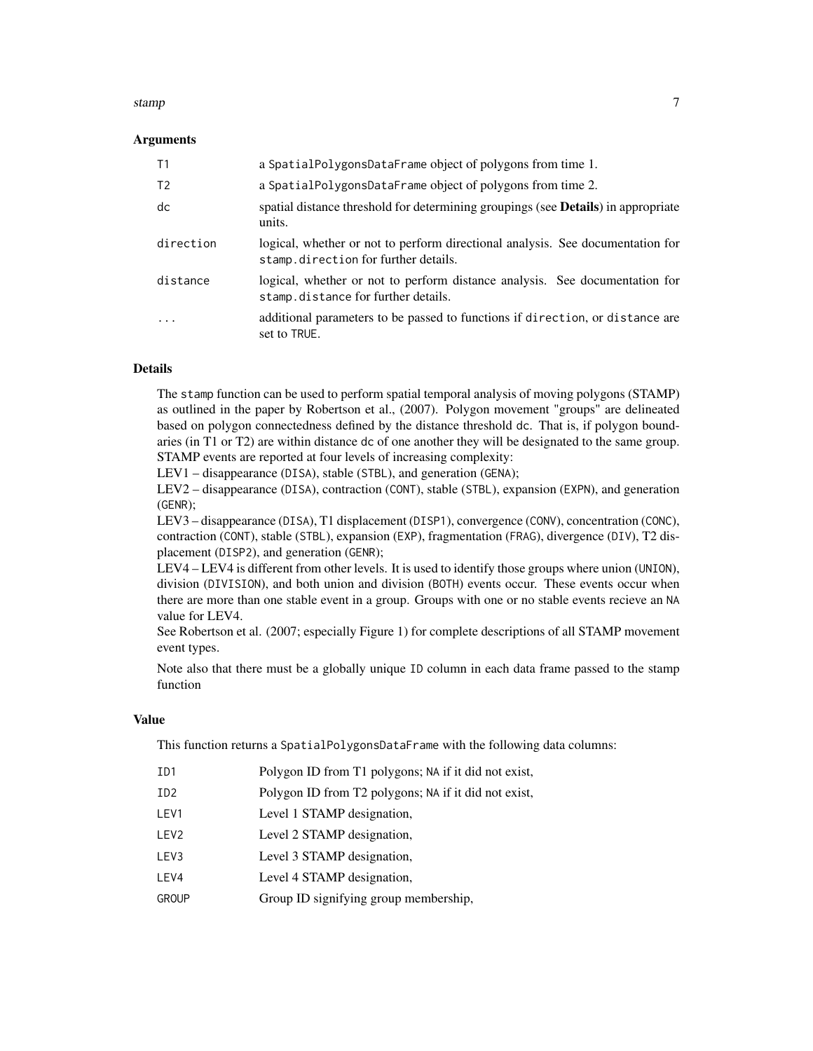### Arguments

| | |
|---|---|
| `T1` | a `SpatialPolygonsDataFrame` object of polygons from time 1. |
| `T2` | a `SpatialPolygonsDataFrame` object of polygons from time 2. |
| `dc` | spatial distance threshold for determining groupings (see **Details**) in appropriate units. |
| `direction` | logical, whether or not to perform directional analysis. See documentation for `stamp.direction` for further details. |
| `distance` | logical, whether or not to perform distance analysis. See documentation for `stamp.distance` for further details. |
| `...` | additional parameters to be passed to functions if `direction`, or `distance` are set to `TRUE`. |

### Details

The `stamp` function can be used to perform spatial temporal analysis of moving polygons (STAMP) as outlined in the paper by Robertson et al., (2007). Polygon movement "groups" are delineated based on polygon connectedness defined by the distance threshold `dc`. That is, if polygon boundaries (in T1 or T2) are within distance `dc` of one another they will be designated to the same group. STAMP events are reported at four levels of increasing complexity:
LEV1 – disappearance (`DISA`), stable (`STBL`), and generation (`GENA`);
LEV2 – disappearance (`DISA`), contraction (`CONT`), stable (`STBL`), expansion (`EXPN`), and generation (`GENR`);
LEV3 – disappearance (`DISA`), T1 displacement (`DISP1`), convergence (`CONV`), concentration (`CONC`), contraction (`CONT`), stable (`STBL`), expansion (`EXP`), fragmentation (`FRAG`), divergence (`DIV`), T2 displacement (`DISP2`), and generation (`GENR`);
LEV4 – LEV4 is different from other levels. It is used to identify those groups where union (`UNION`), division (`DIVISION`), and both union and division (`BOTH`) events occur. These events occur when there are more than one stable event in a group. Groups with one or no stable events recieve an `NA` value for LEV4.
See Robertson et al. (2007; especially Figure 1) for complete descriptions of all STAMP movement event types.

Note also that there must be a globally unique `ID` column in each data frame passed to the stamp function

### Value

This function returns a `SpatialPolygonsDataFrame` with the following data columns:

| | |
|---|---|
| `ID1` | Polygon ID from T1 polygons; `NA` if it did not exist, |
| `ID2` | Polygon ID from T2 polygons; `NA` if it did not exist, |
| `LEV1` | Level 1 STAMP designation, |
| `LEV2` | Level 2 STAMP designation, |
| `LEV3` | Level 3 STAMP designation, |
| `LEV4` | Level 4 STAMP designation, |
| `GROUP` | Group ID signifying group membership, |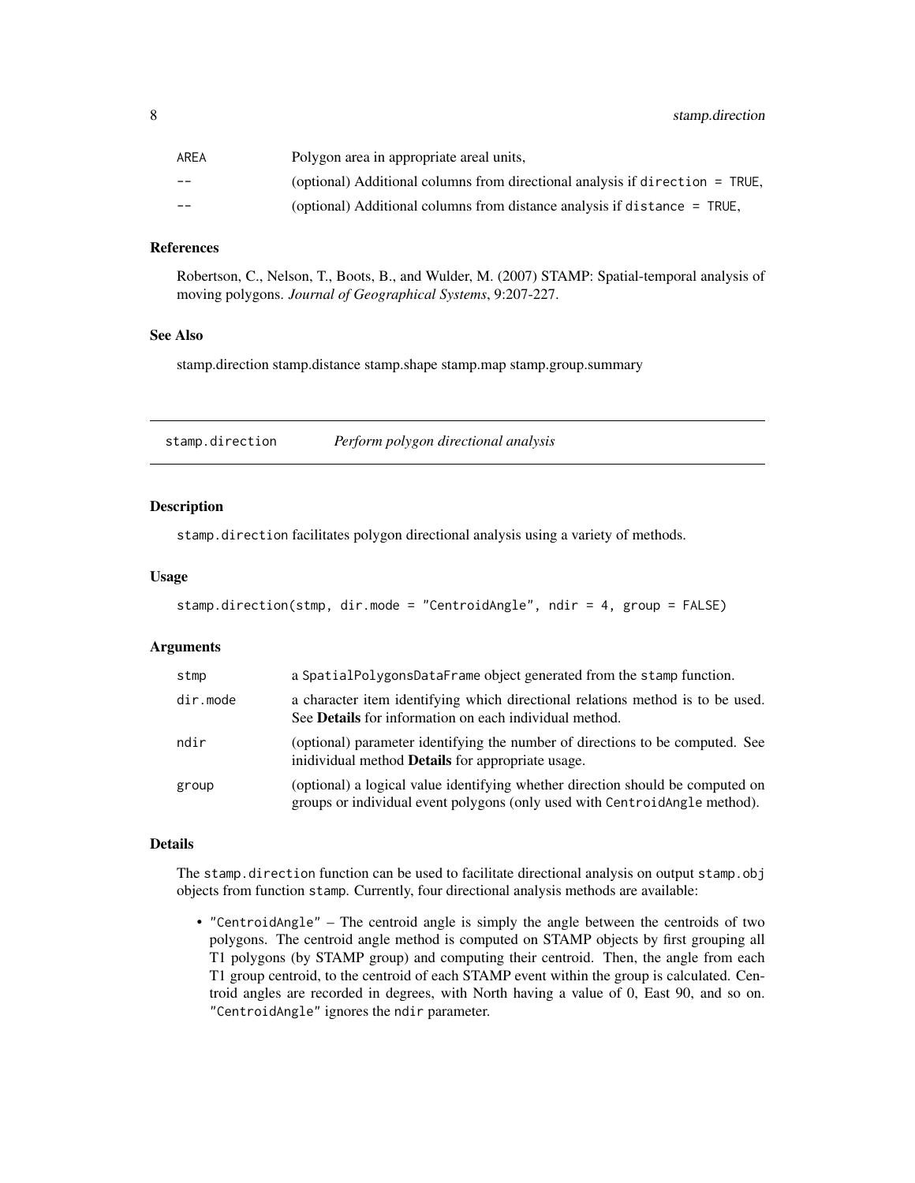| | |
|---|---|
| AREA | Polygon area in appropriate areal units, |
| -- | (optional) Additional columns from directional analysis if `direction = TRUE`, |
| -- | (optional) Additional columns from distance analysis if `distance = TRUE`, |

### References

Robertson, C., Nelson, T., Boots, B., and Wulder, M. (2007) STAMP: Spatial-temporal analysis of moving polygons. *Journal of Geographical Systems*, 9:207-227.

### See Also

stamp.direction stamp.distance stamp.shape stamp.map stamp.group.summary

---

## stamp.direction    *Perform polygon directional analysis*

---

### Description

`stamp.direction` facilitates polygon directional analysis using a variety of methods.

### Usage

```
stamp.direction(stmp, dir.mode = "CentroidAngle", ndir = 4, group = FALSE)
```

### Arguments

| | |
|---|---|
| stmp | a `SpatialPolygonsDataFrame` object generated from the `stamp` function. |
| dir.mode | a character item identifying which directional relations method is to be used. See **Details** for information on each individual method. |
| ndir | (optional) parameter identifying the number of directions to be computed. See inidividual method **Details** for appropriate usage. |
| group | (optional) a logical value identifying whether direction should be computed on groups or individual event polygons (only used with `CentroidAngle` method). |

### Details

The `stamp.direction` function can be used to facilitate directional analysis on output `stamp.obj` objects from function `stamp`. Currently, four directional analysis methods are available:

- `"CentroidAngle"` – The centroid angle is simply the angle between the centroids of two polygons. The centroid angle method is computed on STAMP objects by first grouping all T1 polygons (by STAMP group) and computing their centroid. Then, the angle from each T1 group centroid, to the centroid of each STAMP event within the group is calculated. Centroid angles are recorded in degrees, with North having a value of 0, East 90, and so on. `"CentroidAngle"` ignores the `ndir` parameter.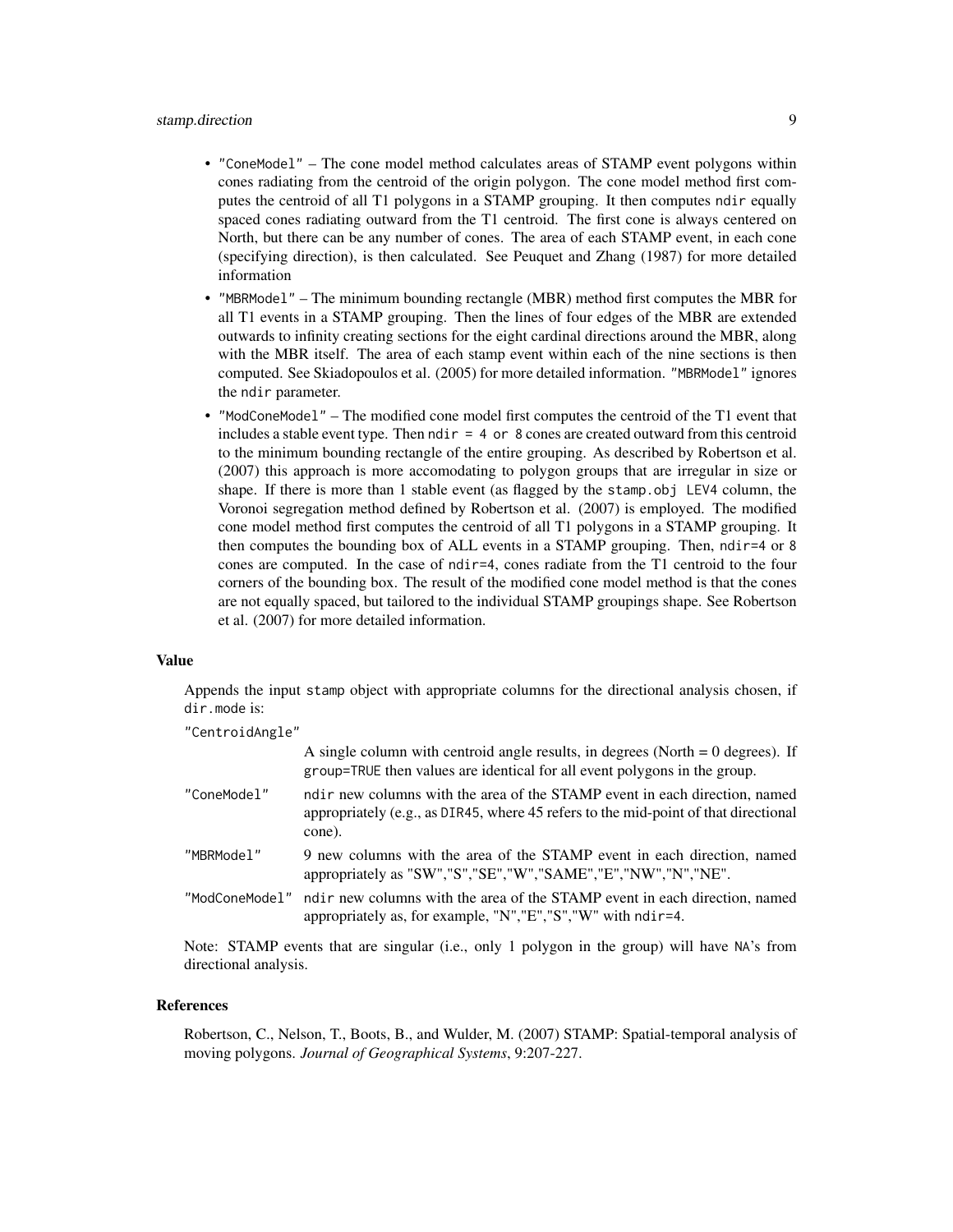- "ConeModel" – The cone model method calculates areas of STAMP event polygons within cones radiating from the centroid of the origin polygon. The cone model method first computes the centroid of all T1 polygons in a STAMP grouping. It then computes `ndir` equally spaced cones radiating outward from the T1 centroid. The first cone is always centered on North, but there can be any number of cones. The area of each STAMP event, in each cone (specifying direction), is then calculated. See Peuquet and Zhang (1987) for more detailed information
- "MBRModel" – The minimum bounding rectangle (MBR) method first computes the MBR for all T1 events in a STAMP grouping. Then the lines of four edges of the MBR are extended outwards to infinity creating sections for the eight cardinal directions around the MBR, along with the MBR itself. The area of each stamp event within each of the nine sections is then computed. See Skiadopoulos et al. (2005) for more detailed information. "MBRModel" ignores the `ndir` parameter.
- "ModConeModel" – The modified cone model first computes the centroid of the T1 event that includes a stable event type. Then `ndir = 4 or 8` cones are created outward from this centroid to the minimum bounding rectangle of the entire grouping. As described by Robertson et al. (2007) this approach is more accomodating to polygon groups that are irregular in size or shape. If there is more than 1 stable event (as flagged by the `stamp.obj LEV4` column, the Voronoi segregation method defined by Robertson et al. (2007) is employed. The modified cone model method first computes the centroid of all T1 polygons in a STAMP grouping. It then computes the bounding box of ALL events in a STAMP grouping. Then, `ndir=4` or `8` cones are computed. In the case of `ndir=4`, cones radiate from the T1 centroid to the four corners of the bounding box. The result of the modified cone model method is that the cones are not equally spaced, but tailored to the individual STAMP groupings shape. See Robertson et al. (2007) for more detailed information.

### Value

Appends the input `stamp` object with appropriate columns for the directional analysis chosen, if `dir.mode` is:

"CentroidAngle"
: A single column with centroid angle results, in degrees (North = 0 degrees). If `group=TRUE` then values are identical for all event polygons in the group.

"ConeModel"
: `ndir` new columns with the area of the STAMP event in each direction, named appropriately (e.g., as `DIR45`, where 45 refers to the mid-point of that directional cone).

"MBRModel"
: 9 new columns with the area of the STAMP event in each direction, named appropriately as "SW","S","SE","W","SAME","E","NW","N","NE".

"ModConeModel"
: `ndir` new columns with the area of the STAMP event in each direction, named appropriately as, for example, "N","E","S","W" with `ndir=4`.

Note: STAMP events that are singular (i.e., only 1 polygon in the group) will have `NA`'s from directional analysis.

### References

Robertson, C., Nelson, T., Boots, B., and Wulder, M. (2007) STAMP: Spatial-temporal analysis of moving polygons. *Journal of Geographical Systems*, 9:207-227.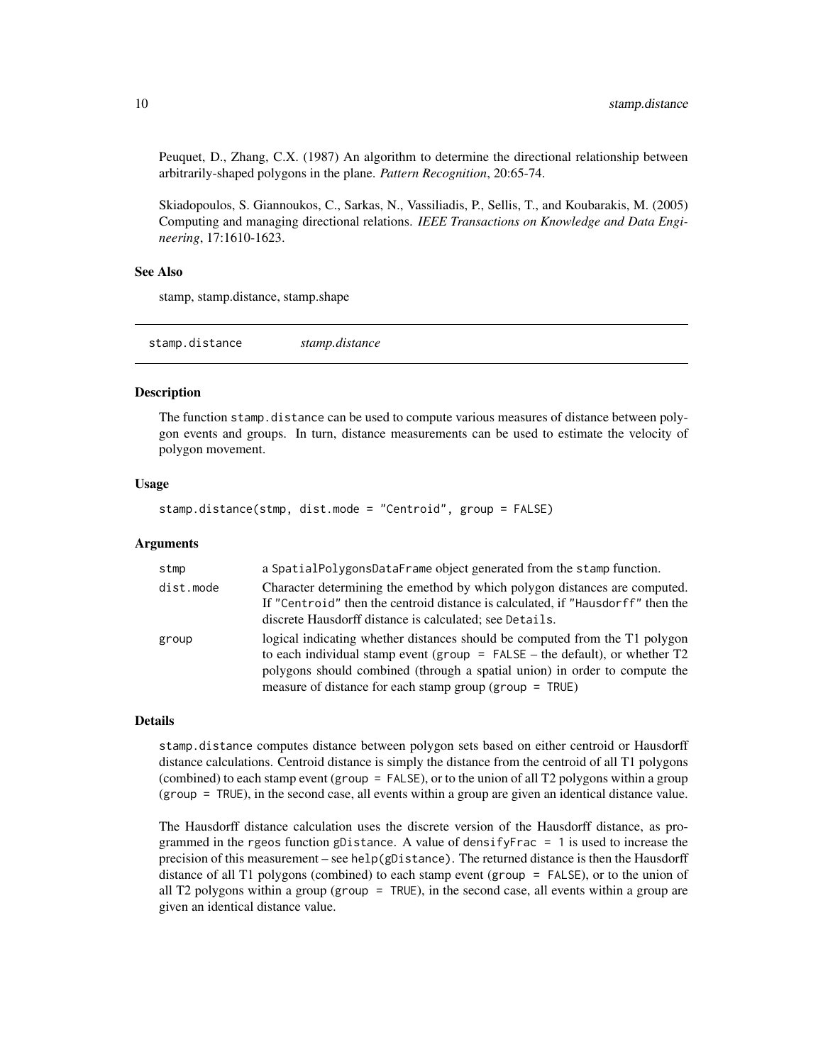Peuquet, D., Zhang, C.X. (1987) An algorithm to determine the directional relationship between arbitrarily-shaped polygons in the plane. *Pattern Recognition*, 20:65-74.

Skiadopoulos, S. Giannoukos, C., Sarkas, N., Vassiliadis, P., Sellis, T., and Koubarakis, M. (2005) Computing and managing directional relations. *IEEE Transactions on Knowledge and Data Engineering*, 17:1610-1623.

### See Also

stamp, stamp.distance, stamp.shape

---

## stamp.distance *stamp.distance*

---

### Description

The function `stamp.distance` can be used to compute various measures of distance between polygon events and groups. In turn, distance measurements can be used to estimate the velocity of polygon movement.

### Usage

```
stamp.distance(stmp, dist.mode = "Centroid", group = FALSE)
```

### Arguments

| | |
|---|---|
| stmp | a `SpatialPolygonsDataFrame` object generated from the `stamp` function. |
| dist.mode | Character determining the emethod by which polygon distances are computed. If `"Centroid"` then the centroid distance is calculated, if `"Hausdorff"` then the discrete Hausdorff distance is calculated; see `Details`. |
| group | logical indicating whether distances should be computed from the T1 polygon to each individual stamp event (`group = FALSE` – the default), or whether T2 polygons should combined (through a spatial union) in order to compute the measure of distance for each stamp group (`group = TRUE`) |

### Details

`stamp.distance` computes distance between polygon sets based on either centroid or Hausdorff distance calculations. Centroid distance is simply the distance from the centroid of all T1 polygons (combined) to each stamp event (`group = FALSE`), or to the union of all T2 polygons within a group (`group = TRUE`), in the second case, all events within a group are given an identical distance value.

The Hausdorff distance calculation uses the discrete version of the Hausdorff distance, as programmed in the `rgeos` function `gDistance`. A value of `densifyFrac = 1` is used to increase the precision of this measurement – see `help(gDistance)`. The returned distance is then the Hausdorff distance of all T1 polygons (combined) to each stamp event (`group = FALSE`), or to the union of all T2 polygons within a group (`group = TRUE`), in the second case, all events within a group are given an identical distance value.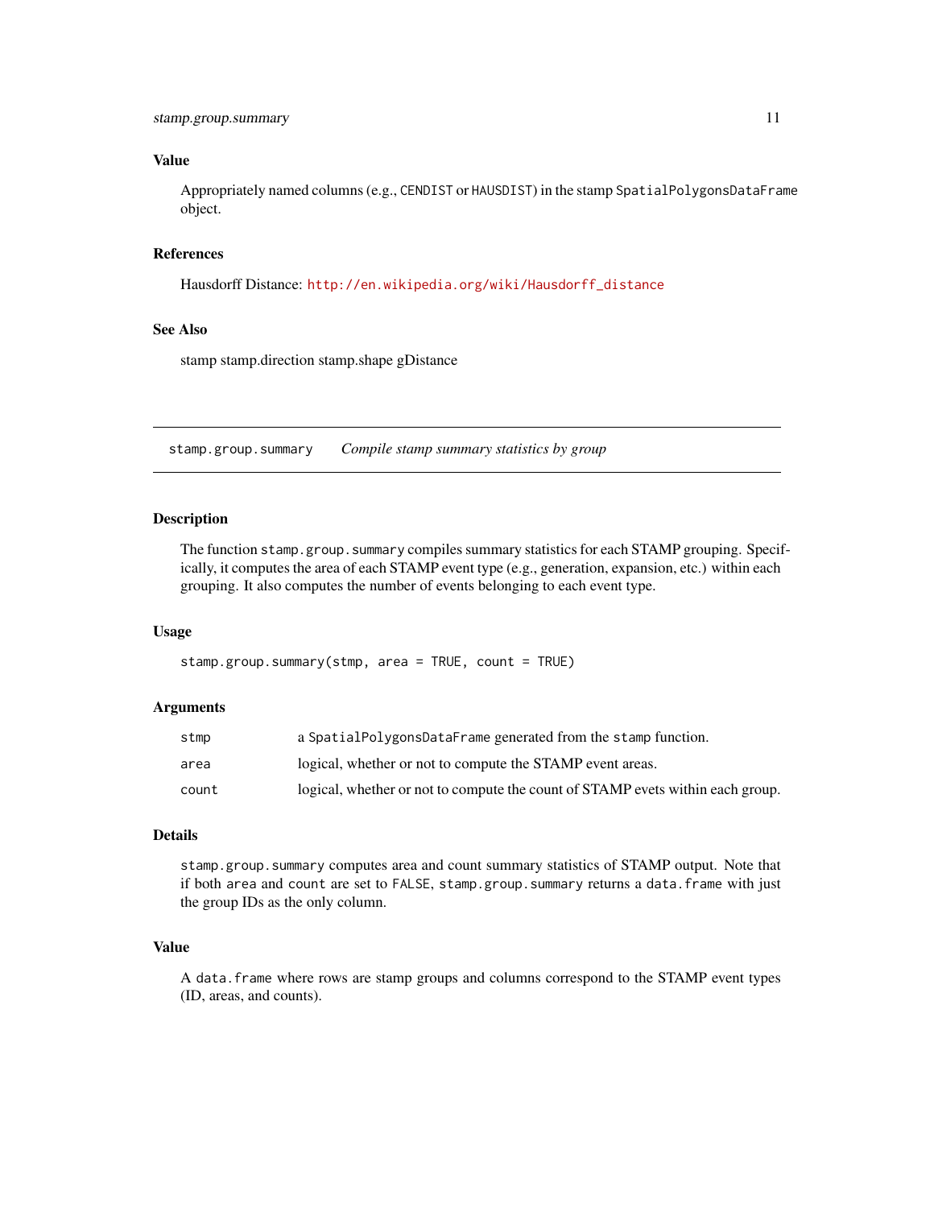### Value

Appropriately named columns (e.g., `CENDIST` or `HAUSDIST`) in the stamp `SpatialPolygonsDataFrame` object.

### References

Hausdorff Distance: http://en.wikipedia.org/wiki/Hausdorff_distance

### See Also

stamp stamp.direction stamp.shape gDistance

---

## `stamp.group.summary` *Compile stamp summary statistics by group*

---

### Description

The function `stamp.group.summary` compiles summary statistics for each STAMP grouping. Specifically, it computes the area of each STAMP event type (e.g., generation, expansion, etc.) within each grouping. It also computes the number of events belonging to each event type.

### Usage

```
stamp.group.summary(stmp, area = TRUE, count = TRUE)
```

### Arguments

| | |
|---|---|
| `stmp` | a `SpatialPolygonsDataFrame` generated from the `stamp` function. |
| `area` | logical, whether or not to compute the STAMP event areas. |
| `count` | logical, whether or not to compute the count of STAMP evets within each group. |

### Details

`stamp.group.summary` computes area and count summary statistics of STAMP output. Note that if both `area` and `count` are set to `FALSE`, `stamp.group.summary` returns a `data.frame` with just the group IDs as the only column.

### Value

A `data.frame` where rows are stamp groups and columns correspond to the STAMP event types (ID, areas, and counts).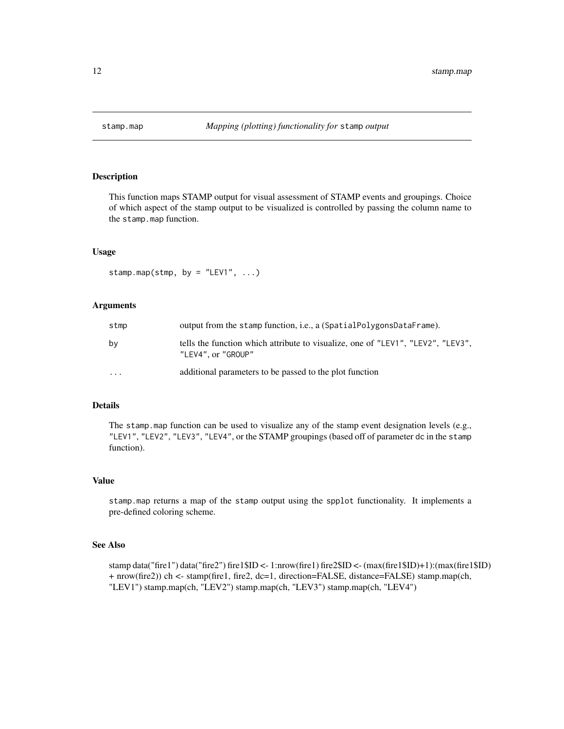stamp.map *Mapping (plotting) functionality for* stamp *output*

### Description

This function maps STAMP output for visual assessment of STAMP events and groupings. Choice of which aspect of the stamp output to be visualized is controlled by passing the column name to the `stamp.map` function.

### Usage

```
stamp.map(stmp, by = "LEV1", ...)
```

### Arguments

| | |
|---|---|
| `stmp` | output from the `stamp` function, i.e., a (`SpatialPolygonsDataFrame`). |
| `by` | tells the function which attribute to visualize, one of `"LEV1"`, `"LEV2"`, `"LEV3"`, `"LEV4"`, or `"GROUP"` |
| `...` | additional parameters to be passed to the plot function |

### Details

The `stamp.map` function can be used to visualize any of the stamp event designation levels (e.g., `"LEV1"`, `"LEV2"`, `"LEV3"`, `"LEV4"`, or the STAMP groupings (based off of parameter `dc` in the `stamp` function).

### Value

`stamp.map` returns a map of the `stamp` output using the `spplot` functionality. It implements a pre-defined coloring scheme.

### See Also

stamp data("fire1") data("fire2") fire1$ID <- 1:nrow(fire1) fire2$ID <- (max(fire1$ID)+1):(max(fire1$ID) + nrow(fire2)) ch <- stamp(fire1, fire2, dc=1, direction=FALSE, distance=FALSE) stamp.map(ch, "LEV1") stamp.map(ch, "LEV2") stamp.map(ch, "LEV3") stamp.map(ch, "LEV4")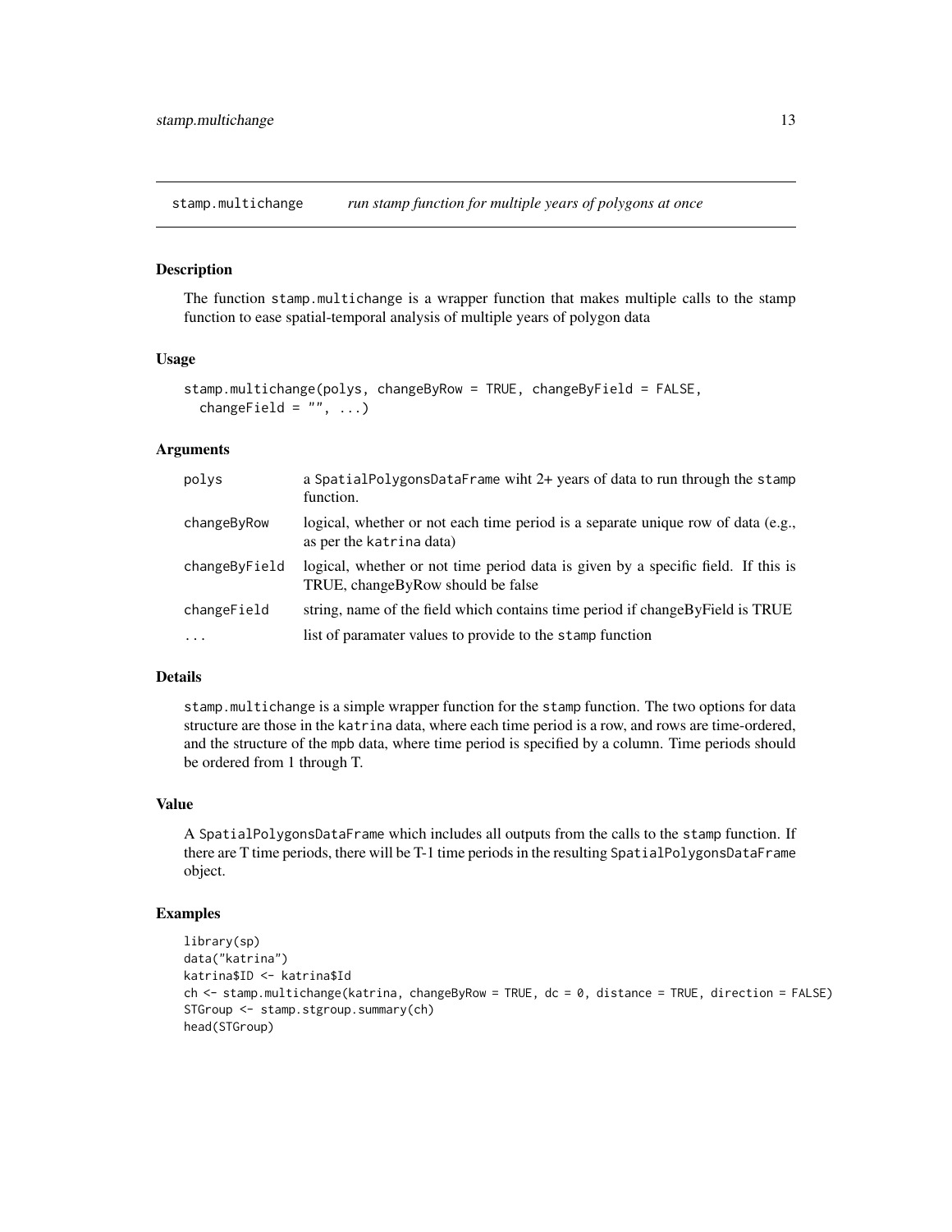## stamp.multichange — *run stamp function for multiple years of polygons at once*

### Description

The function stamp.multichange is a wrapper function that makes multiple calls to the stamp function to ease spatial-temporal analysis of multiple years of polygon data

### Usage

```
stamp.multichange(polys, changeByRow = TRUE, changeByField = FALSE,
  changeField = "", ...)
```

### Arguments

| | |
|---|---|
| polys | a SpatialPolygonsDataFrame wiht 2+ years of data to run through the stamp function. |
| changeByRow | logical, whether or not each time period is a separate unique row of data (e.g., as per the katrina data) |
| changeByField | logical, whether or not time period data is given by a specific field. If this is TRUE, changeByRow should be false |
| changeField | string, name of the field which contains time period if changeByField is TRUE |
| ... | list of paramater values to provide to the stamp function |

### Details

stamp.multichange is a simple wrapper function for the stamp function. The two options for data structure are those in the katrina data, where each time period is a row, and rows are time-ordered, and the structure of the mpb data, where time period is specified by a column. Time periods should be ordered from 1 through T.

### Value

A SpatialPolygonsDataFrame which includes all outputs from the calls to the stamp function. If there are T time periods, there will be T-1 time periods in the resulting SpatialPolygonsDataFrame object.

### Examples

```
library(sp)
data("katrina")
katrina$ID <- katrina$Id
ch <- stamp.multichange(katrina, changeByRow = TRUE, dc = 0, distance = TRUE, direction = FALSE)
STGroup <- stamp.stgroup.summary(ch)
head(STGroup)
```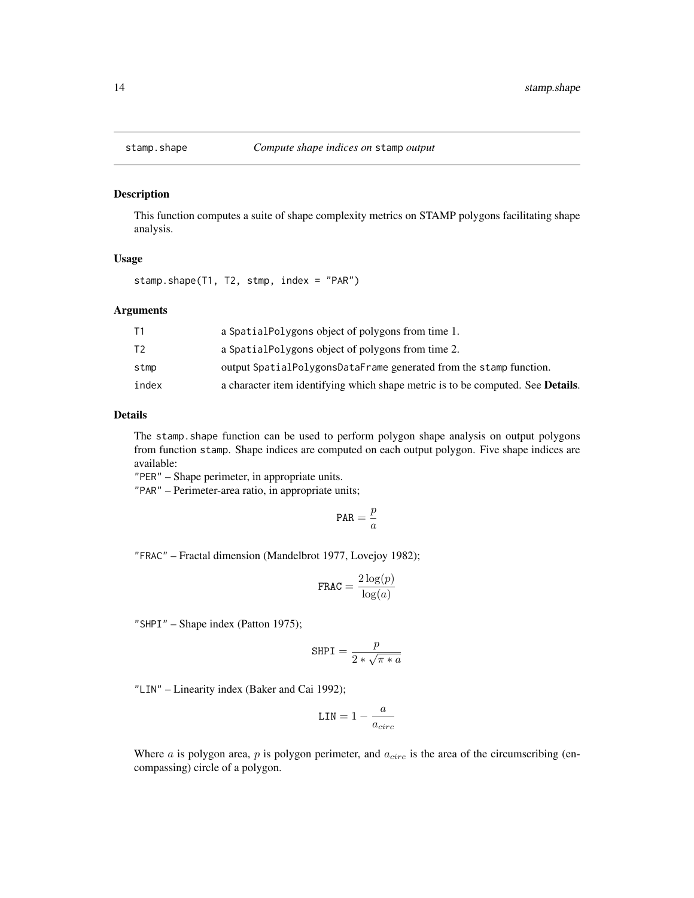stamp.shape *Compute shape indices on* stamp *output*

## Description

This function computes a suite of shape complexity metrics on STAMP polygons facilitating shape analysis.

## Usage

```
stamp.shape(T1, T2, stmp, index = "PAR")
```

## Arguments

| | |
|---|---|
| T1 | a SpatialPolygons object of polygons from time 1. |
| T2 | a SpatialPolygons object of polygons from time 2. |
| stmp | output SpatialPolygonsDataFrame generated from the stamp function. |
| index | a character item identifying which shape metric is to be computed. See **Details**. |

## Details

The stamp.shape function can be used to perform polygon shape analysis on output polygons from function stamp. Shape indices are computed on each output polygon. Five shape indices are available:

"PER" – Shape perimeter, in appropriate units.

"PAR" – Perimeter-area ratio, in appropriate units;

$$\texttt{PAR} = \frac{p}{a}$$

"FRAC" – Fractal dimension (Mandelbrot 1977, Lovejoy 1982);

$$\texttt{FRAC} = \frac{2\log(p)}{\log(a)}$$

"SHPI" – Shape index (Patton 1975);

$$\texttt{SHPI} = \frac{p}{2 * \sqrt{\pi * a}}$$

"LIN" – Linearity index (Baker and Cai 1992);

$$\texttt{LIN} = 1 - \frac{a}{a_{circ}}$$

Where $a$ is polygon area, $p$ is polygon perimeter, and $a_{circ}$ is the area of the circumscribing (encompassing) circle of a polygon.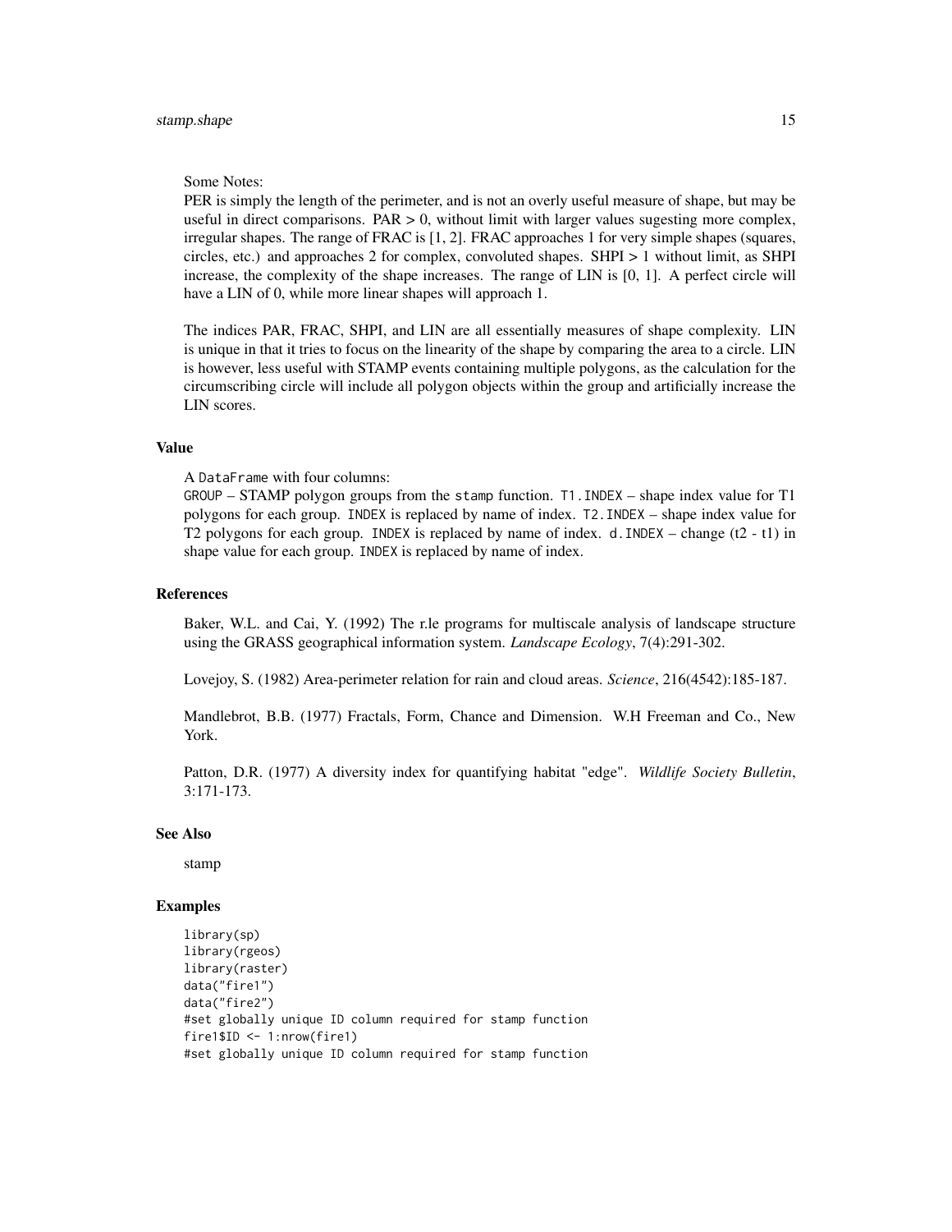Some Notes:
PER is simply the length of the perimeter, and is not an overly useful measure of shape, but may be useful in direct comparisons. PAR > 0, without limit with larger values sugesting more complex, irregular shapes. The range of FRAC is [1, 2]. FRAC approaches 1 for very simple shapes (squares, circles, etc.) and approaches 2 for complex, convoluted shapes. SHPI > 1 without limit, as SHPI increase, the complexity of the shape increases. The range of LIN is [0, 1]. A perfect circle will have a LIN of 0, while more linear shapes will approach 1.

The indices PAR, FRAC, SHPI, and LIN are all essentially measures of shape complexity. LIN is unique in that it tries to focus on the linearity of the shape by comparing the area to a circle. LIN is however, less useful with STAMP events containing multiple polygons, as the calculation for the circumscribing circle will include all polygon objects within the group and artificially increase the LIN scores.

### Value

A `DataFrame` with four columns:
`GROUP` – STAMP polygon groups from the `stamp` function. `T1.INDEX` – shape index value for T1 polygons for each group. `INDEX` is replaced by name of index. `T2.INDEX` – shape index value for T2 polygons for each group. `INDEX` is replaced by name of index. `d.INDEX` – change (t2 - t1) in shape value for each group. `INDEX` is replaced by name of index.

### References

Baker, W.L. and Cai, Y. (1992) The r.le programs for multiscale analysis of landscape structure using the GRASS geographical information system. *Landscape Ecology*, 7(4):291-302.

Lovejoy, S. (1982) Area-perimeter relation for rain and cloud areas. *Science*, 216(4542):185-187.

Mandlebrot, B.B. (1977) Fractals, Form, Chance and Dimension. W.H Freeman and Co., New York.

Patton, D.R. (1977) A diversity index for quantifying habitat "edge". *Wildlife Society Bulletin*, 3:171-173.

### See Also

stamp

### Examples

```
library(sp)
library(rgeos)
library(raster)
data("fire1")
data("fire2")
#set globally unique ID column required for stamp function
fire1$ID <- 1:nrow(fire1)
#set globally unique ID column required for stamp function
```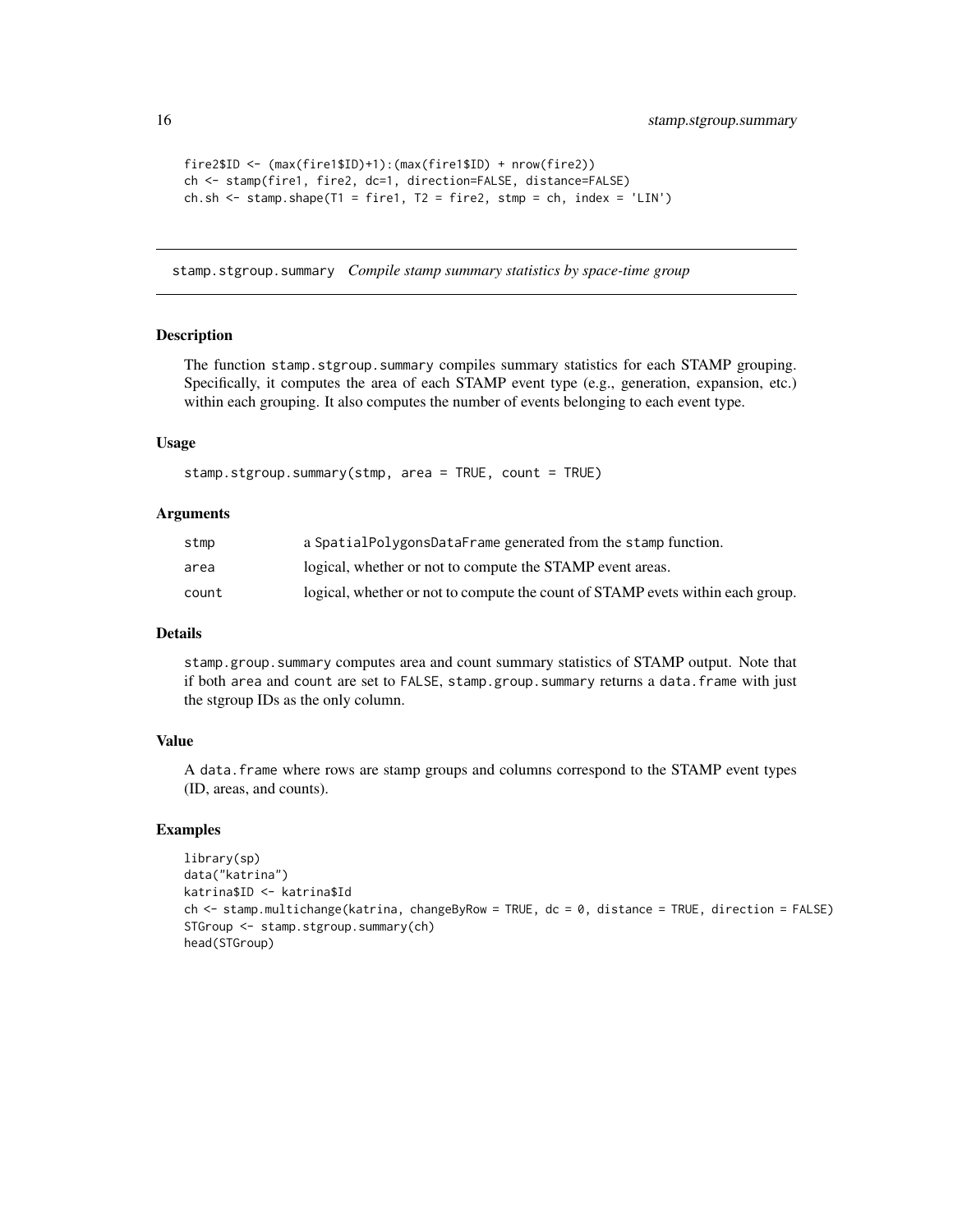```
fire2$ID <- (max(fire1$ID)+1):(max(fire1$ID) + nrow(fire2))
ch <- stamp(fire1, fire2, dc=1, direction=FALSE, distance=FALSE)
ch.sh <- stamp.shape(T1 = fire1, T2 = fire2, stmp = ch, index = 'LIN')
```

---

## stamp.stgroup.summary *Compile stamp summary statistics by space-time group*

---

### Description

The function stamp.stgroup.summary compiles summary statistics for each STAMP grouping. Specifically, it computes the area of each STAMP event type (e.g., generation, expansion, etc.) within each grouping. It also computes the number of events belonging to each event type.

### Usage

```
stamp.stgroup.summary(stmp, area = TRUE, count = TRUE)
```

### Arguments

| | |
|---|---|
| stmp | a SpatialPolygonsDataFrame generated from the stamp function. |
| area | logical, whether or not to compute the STAMP event areas. |
| count | logical, whether or not to compute the count of STAMP evets within each group. |

### Details

stamp.group.summary computes area and count summary statistics of STAMP output. Note that if both area and count are set to FALSE, stamp.group.summary returns a data.frame with just the stgroup IDs as the only column.

### Value

A data.frame where rows are stamp groups and columns correspond to the STAMP event types (ID, areas, and counts).

### Examples

```
library(sp)
data("katrina")
katrina$ID <- katrina$Id
ch <- stamp.multichange(katrina, changeByRow = TRUE, dc = 0, distance = TRUE, direction = FALSE)
STGroup <- stamp.stgroup.summary(ch)
head(STGroup)
```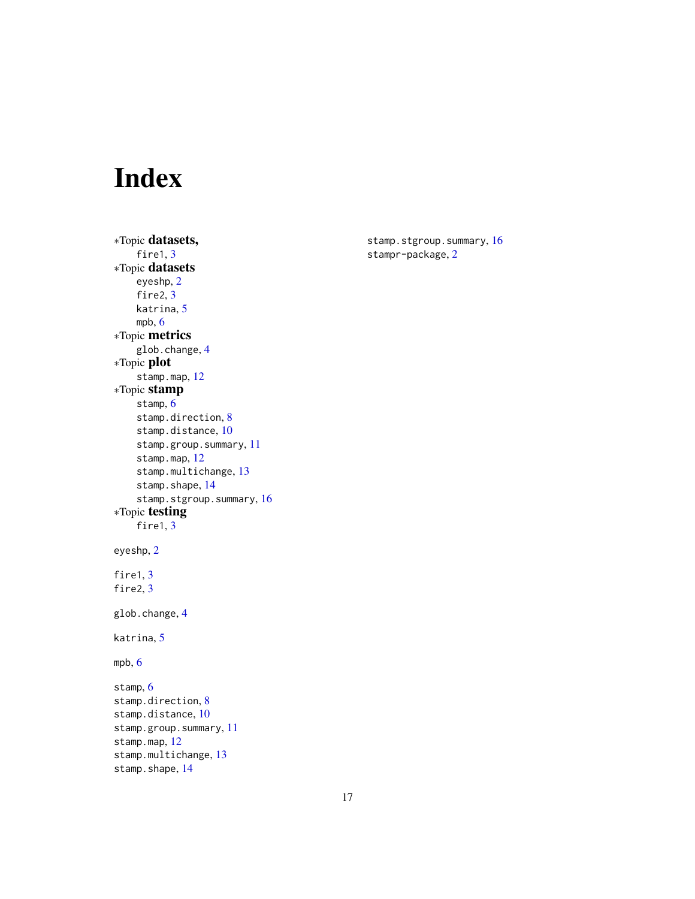# Index

*Topic **datasets,**
    fire1, 3
*Topic **datasets**
    eyeshp, 2
    fire2, 3
    katrina, 5
    mpb, 6
*Topic **metrics**
    glob.change, 4
*Topic **plot**
    stamp.map, 12
*Topic **stamp**
    stamp, 6
    stamp.direction, 8
    stamp.distance, 10
    stamp.group.summary, 11
    stamp.map, 12
    stamp.multichange, 13
    stamp.shape, 14
    stamp.stgroup.summary, 16
*Topic **testing**
    fire1, 3

eyeshp, 2

fire1, 3
fire2, 3

glob.change, 4

katrina, 5

mpb, 6

stamp, 6
stamp.direction, 8
stamp.distance, 10
stamp.group.summary, 11
stamp.map, 12
stamp.multichange, 13
stamp.shape, 14
stamp.stgroup.summary, 16
stampr-package, 2